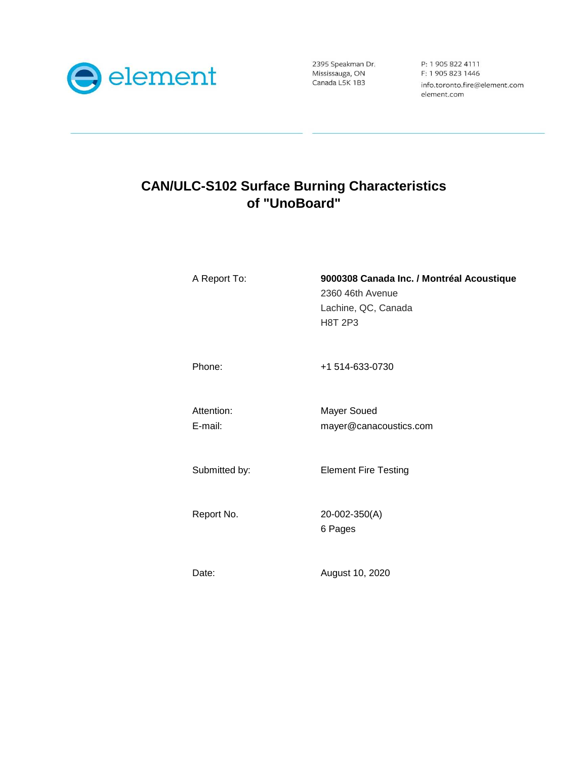element

2395 Speakman Dr.
Mississauga, ON
Canada L5K 1B3

P: 1 905 822 4111
F: 1 905 823 1446
info.toronto.fire@element.com
element.com

# CAN/ULC-S102 Surface Burning Characteristics of "UnoBoard"

| | |
|---|---|
| A Report To: | **9000308 Canada Inc. / Montréal Acoustique**<br>2360 46th Avenue<br>Lachine, QC, Canada<br>H8T 2P3 |
| Phone: | +1 514-633-0730 |
| Attention:<br>E-mail: | Mayer Soued<br>mayer@canacoustics.com |
| Submitted by: | Element Fire Testing |
| Report No. | 20-002-350(A)<br>6 Pages |
| Date: | August 10, 2020 |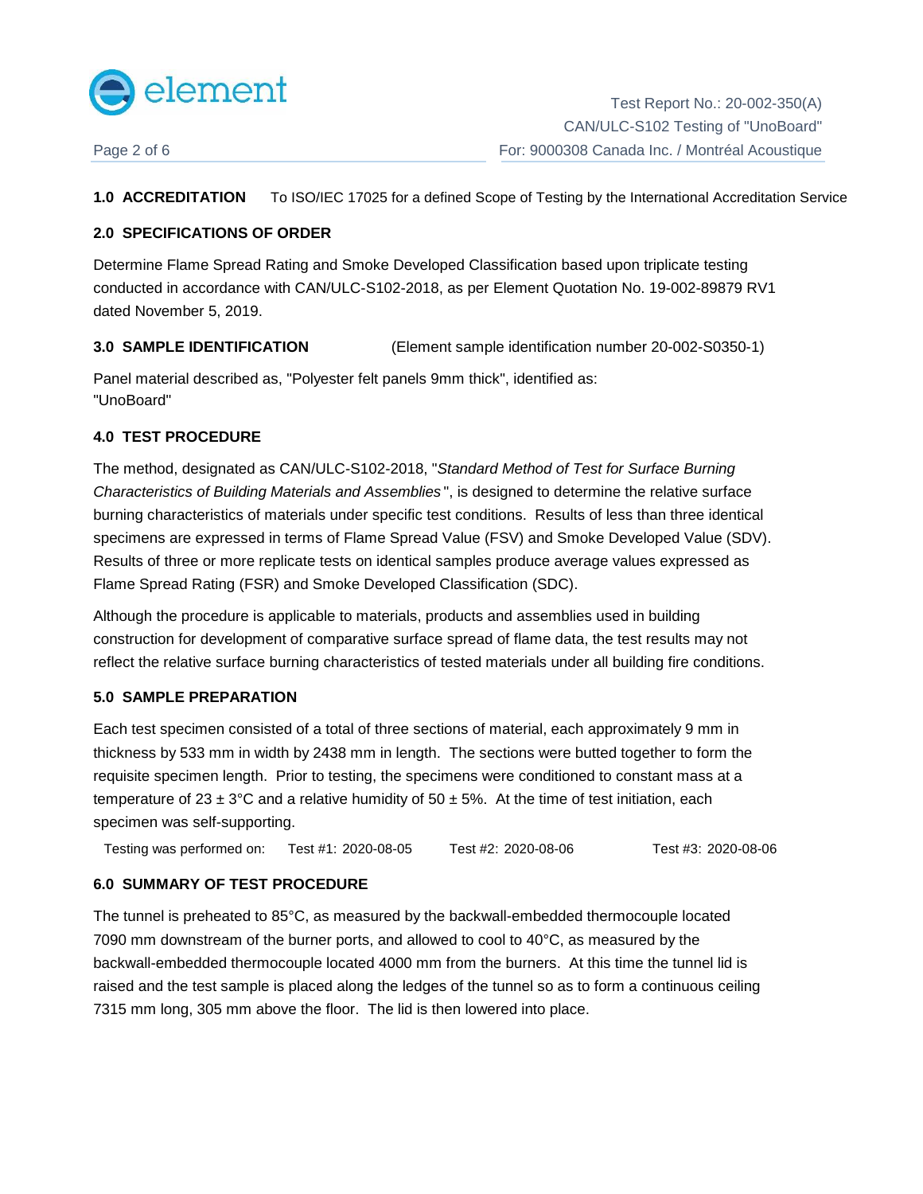**1.0 ACCREDITATION** To ISO/IEC 17025 for a defined Scope of Testing by the International Accreditation Service

**2.0 SPECIFICATIONS OF ORDER**

Determine Flame Spread Rating and Smoke Developed Classification based upon triplicate testing conducted in accordance with CAN/ULC-S102-2018, as per Element Quotation No. 19-002-89879 RV1 dated November 5, 2019.

**3.0 SAMPLE IDENTIFICATION** (Element sample identification number 20-002-S0350-1)

Panel material described as, "Polyester felt panels 9mm thick", identified as:
"UnoBoard"

**4.0 TEST PROCEDURE**

The method, designated as CAN/ULC-S102-2018, "*Standard Method of Test for Surface Burning Characteristics of Building Materials and Assemblies*", is designed to determine the relative surface burning characteristics of materials under specific test conditions. Results of less than three identical specimens are expressed in terms of Flame Spread Value (FSV) and Smoke Developed Value (SDV). Results of three or more replicate tests on identical samples produce average values expressed as Flame Spread Rating (FSR) and Smoke Developed Classification (SDC).

Although the procedure is applicable to materials, products and assemblies used in building construction for development of comparative surface spread of flame data, the test results may not reflect the relative surface burning characteristics of tested materials under all building fire conditions.

**5.0 SAMPLE PREPARATION**

Each test specimen consisted of a total of three sections of material, each approximately 9 mm in thickness by 533 mm in width by 2438 mm in length. The sections were butted together to form the requisite specimen length. Prior to testing, the specimens were conditioned to constant mass at a temperature of 23 ± 3°C and a relative humidity of 50 ± 5%. At the time of test initiation, each specimen was self-supporting.

Testing was performed on: Test #1: 2020-08-05 Test #2: 2020-08-06 Test #3: 2020-08-06

**6.0 SUMMARY OF TEST PROCEDURE**

The tunnel is preheated to 85°C, as measured by the backwall-embedded thermocouple located 7090 mm downstream of the burner ports, and allowed to cool to 40°C, as measured by the backwall-embedded thermocouple located 4000 mm from the burners. At this time the tunnel lid is raised and the test sample is placed along the ledges of the tunnel so as to form a continuous ceiling 7315 mm long, 305 mm above the floor. The lid is then lowered into place.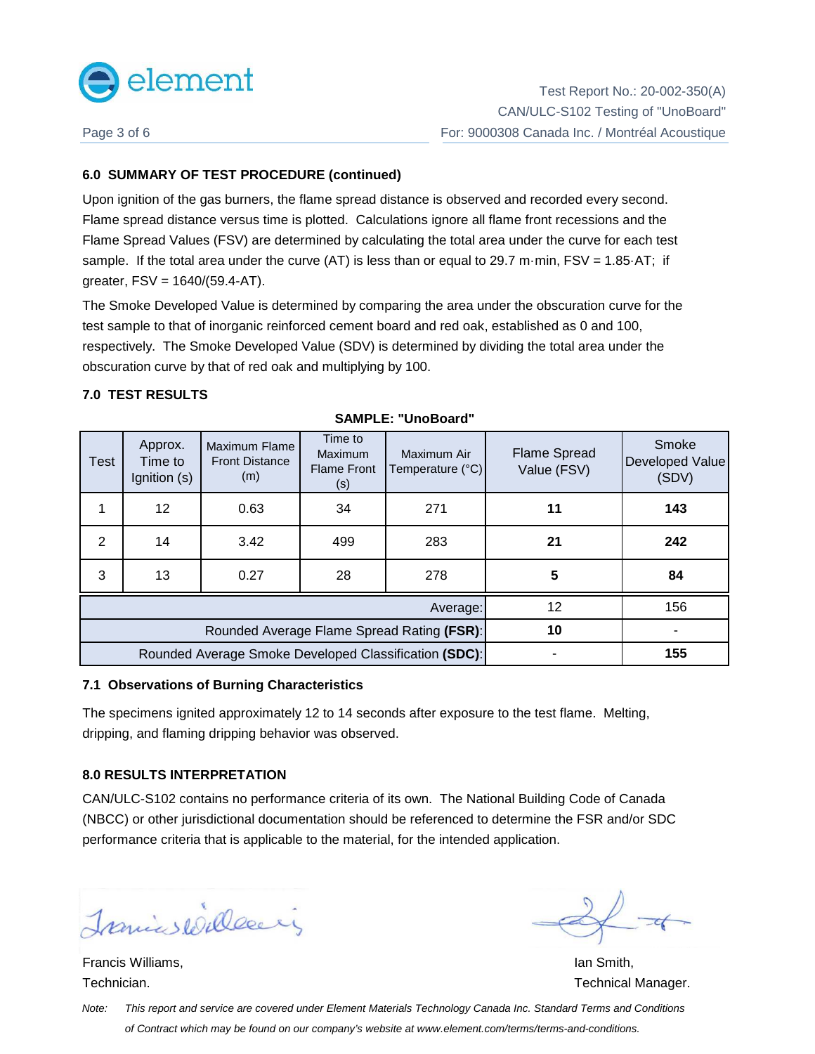### 6.0 SUMMARY OF TEST PROCEDURE (continued)

Upon ignition of the gas burners, the flame spread distance is observed and recorded every second. Flame spread distance versus time is plotted. Calculations ignore all flame front recessions and the Flame Spread Values (FSV) are determined by calculating the total area under the curve for each test sample. If the total area under the curve (AT) is less than or equal to 29.7 m·min, FSV = 1.85·AT; if greater, FSV = 1640/(59.4-AT).

The Smoke Developed Value is determined by comparing the area under the obscuration curve for the test sample to that of inorganic reinforced cement board and red oak, established as 0 and 100, respectively. The Smoke Developed Value (SDV) is determined by dividing the total area under the obscuration curve by that of red oak and multiplying by 100.

### 7.0 TEST RESULTS

**SAMPLE: "UnoBoard"**

| Test | Approx. Time to Ignition (s) | Maximum Flame Front Distance (m) | Time to Maximum Flame Front (s) | Maximum Air Temperature (°C) | Flame Spread Value (FSV) | Smoke Developed Value (SDV) |
|---|---|---|---|---|---|---|
| 1 | 12 | 0.63 | 34 | 271 | **11** | **143** |
| 2 | 14 | 3.42 | 499 | 283 | **21** | **242** |
| 3 | 13 | 0.27 | 28 | 278 | **5** | **84** |
| | | | | Average: | 12 | 156 |
| | | | | Rounded Average Flame Spread Rating **(FSR)**: | **10** | - |
| | | | | Rounded Average Smoke Developed Classification **(SDC)**: | - | **155** |

#### 7.1 Observations of Burning Characteristics

The specimens ignited approximately 12 to 14 seconds after exposure to the test flame. Melting, dripping, and flaming dripping behavior was observed.

### 8.0 RESULTS INTERPRETATION

CAN/ULC-S102 contains no performance criteria of its own. The National Building Code of Canada (NBCC) or other jurisdictional documentation should be referenced to determine the FSR and/or SDC performance criteria that is applicable to the material, for the intended application.

Francis Williams,
Technician.

Ian Smith,
Technical Manager.

*Note: This report and service are covered under Element Materials Technology Canada Inc. Standard Terms and Conditions of Contract which may be found on our company's website at www.element.com/terms/terms-and-conditions.*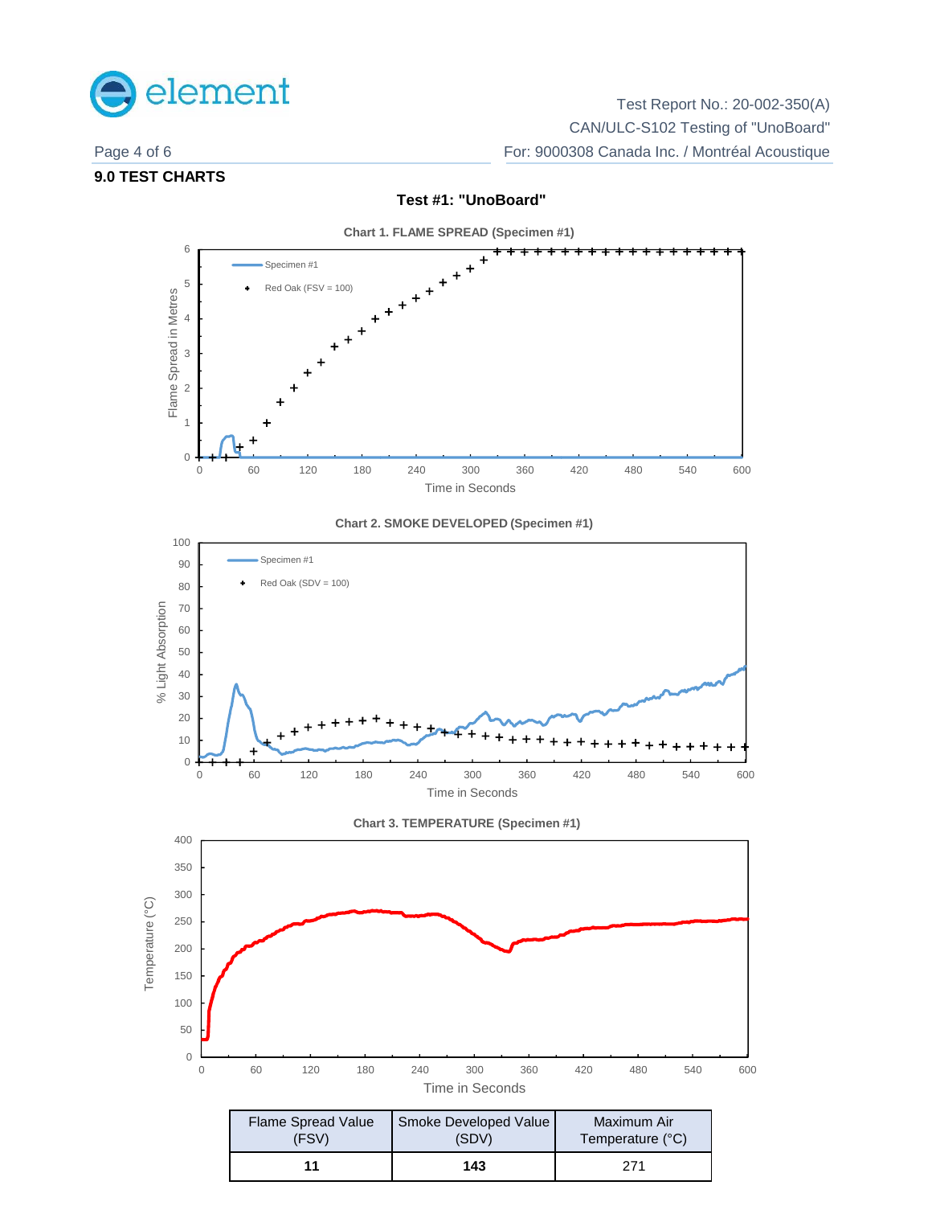## 9.0 TEST CHARTS

### Test #1: "UnoBoard"

**Chart 1. FLAME SPREAD (Specimen #1)**

**Chart 2. SMOKE DEVELOPED (Specimen #1)**

**Chart 3. TEMPERATURE (Specimen #1)**

| Flame Spread Value (FSV) | Smoke Developed Value (SDV) | Maximum Air Temperature (°C) |
|---|---|---|
| **11** | **143** | 271 |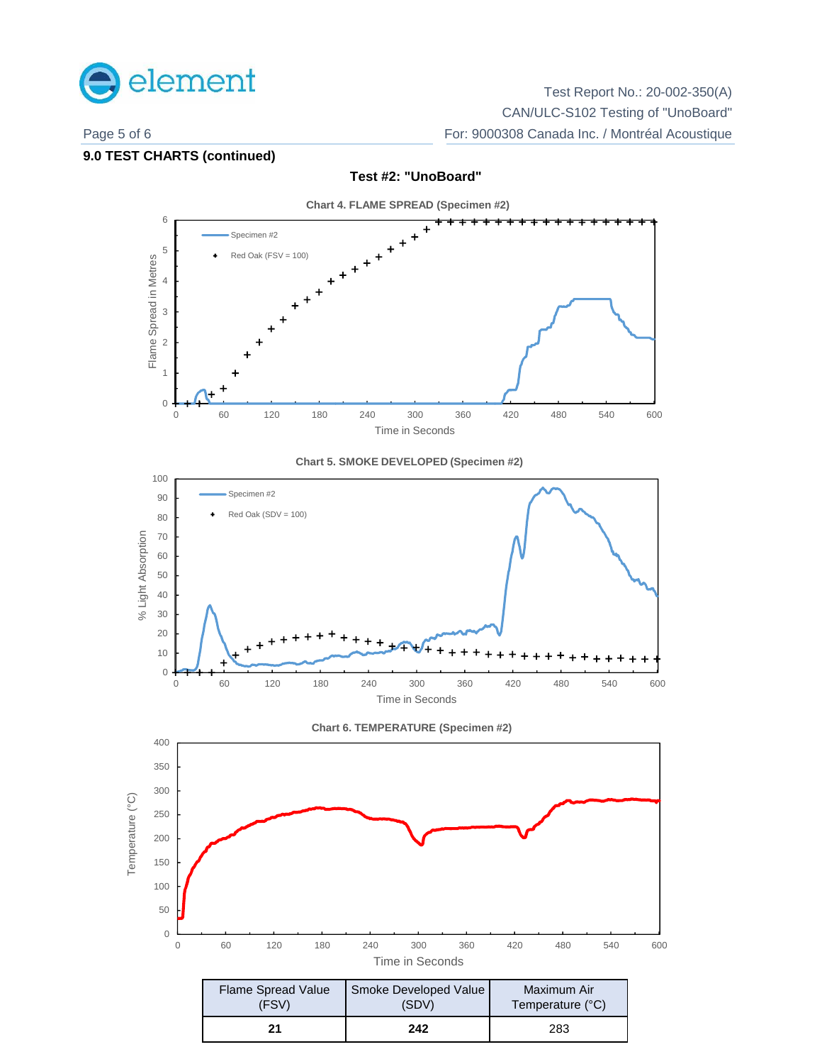## 9.0 TEST CHARTS (continued)

### Test #2: "UnoBoard"

**Chart 4. FLAME SPREAD (Specimen #2)**

**Chart 5. SMOKE DEVELOPED (Specimen #2)**

**Chart 6. TEMPERATURE (Specimen #2)**

| Flame Spread Value (FSV) | Smoke Developed Value (SDV) | Maximum Air Temperature (°C) |
|---|---|---|
| **21** | **242** | 283 |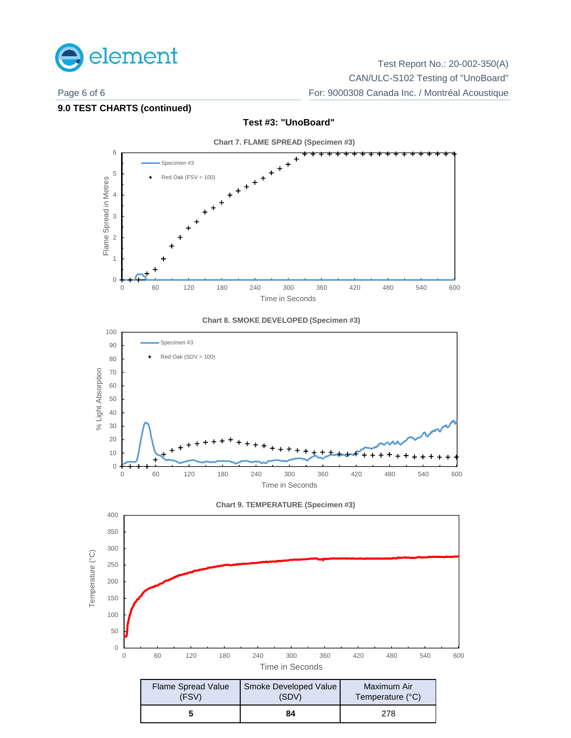## 9.0 TEST CHARTS (continued)

### Test #3: "UnoBoard"

Chart 7. FLAME SPREAD (Specimen #3)

Flame Spread in Metres

Time in Seconds

Specimen #3

Red Oak (FSV = 100)

0 1 2 3 4 5 6

0 60 120 180 240 300 360 420 480 540 600

Chart 8. SMOKE DEVELOPED (Specimen #3)

% Light Absorption

Time in Seconds

Specimen #3

Red Oak (SDV = 100)

0 10 20 30 40 50 60 70 80 90 100

0 60 120 180 240 300 360 420 480 540 600

Chart 9. TEMPERATURE (Specimen #3)

Temperature (°C)

Time in Seconds

0 50 100 150 200 250 300 350 400

0 60 120 180 240 300 360 420 480 540 600

| Flame Spread Value (FSV) | Smoke Developed Value (SDV) | Maximum Air Temperature (°C) |
|---|---|---|
| **5** | **84** | 278 |